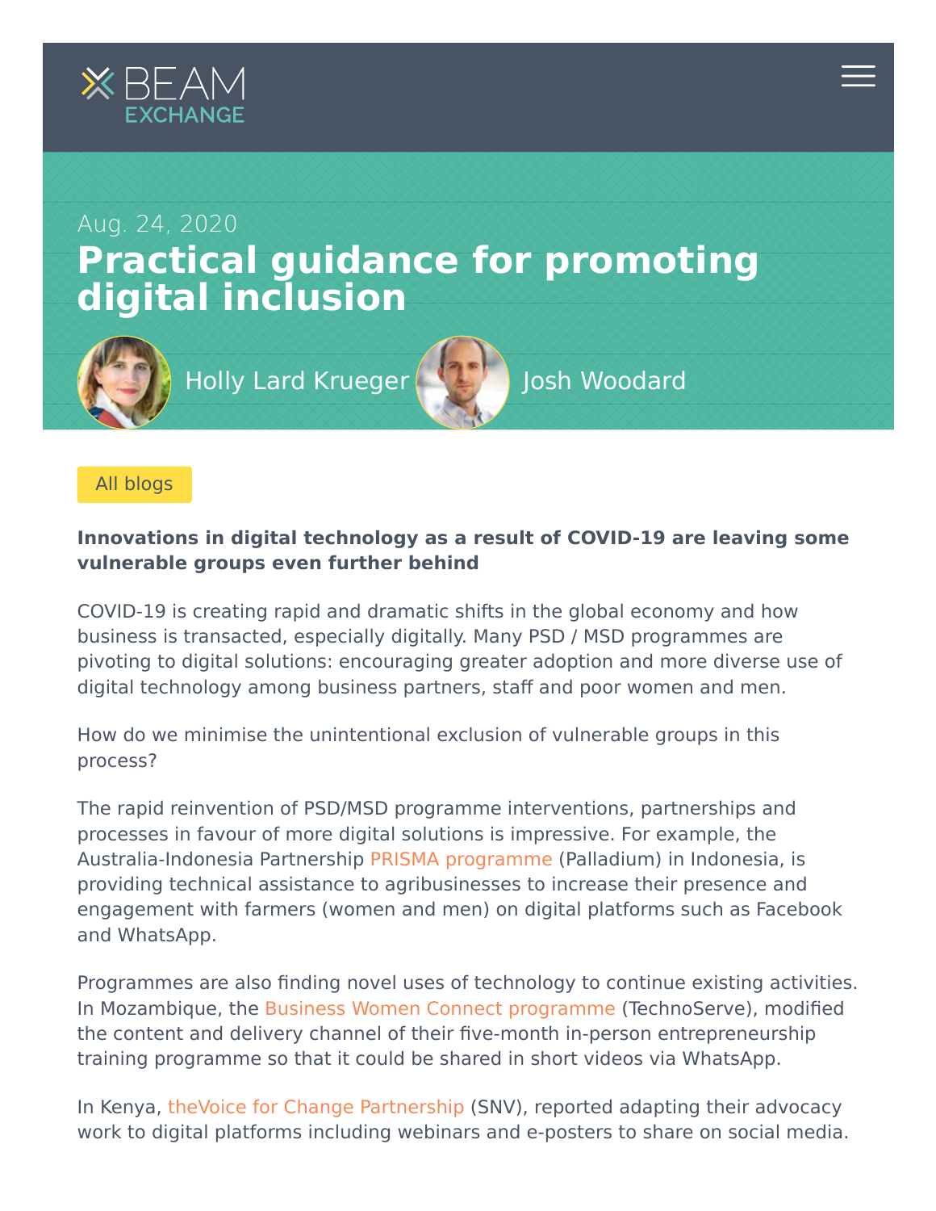BEAM EXCHANGE

Aug. 24, 2020

# Practical guidance for promoting digital inclusion

Holly Lard Krueger Josh Woodard

All blogs

**Innovations in digital technology as a result of COVID-19 are leaving some vulnerable groups even further behind**

COVID-19 is creating rapid and dramatic shifts in the global economy and how business is transacted, especially digitally. Many PSD / MSD programmes are pivoting to digital solutions: encouraging greater adoption and more diverse use of digital technology among business partners, staff and poor women and men.

How do we minimise the unintentional exclusion of vulnerable groups in this process?

The rapid reinvention of PSD/MSD programme interventions, partnerships and processes in favour of more digital solutions is impressive. For example, the Australia-Indonesia Partnership PRISMA programme (Palladium) in Indonesia, is providing technical assistance to agribusinesses to increase their presence and engagement with farmers (women and men) on digital platforms such as Facebook and WhatsApp.

Programmes are also finding novel uses of technology to continue existing activities. In Mozambique, the Business Women Connect programme (TechnoServe), modified the content and delivery channel of their five-month in-person entrepreneurship training programme so that it could be shared in short videos via WhatsApp.

In Kenya, theVoice for Change Partnership (SNV), reported adapting their advocacy work to digital platforms including webinars and e-posters to share on social media.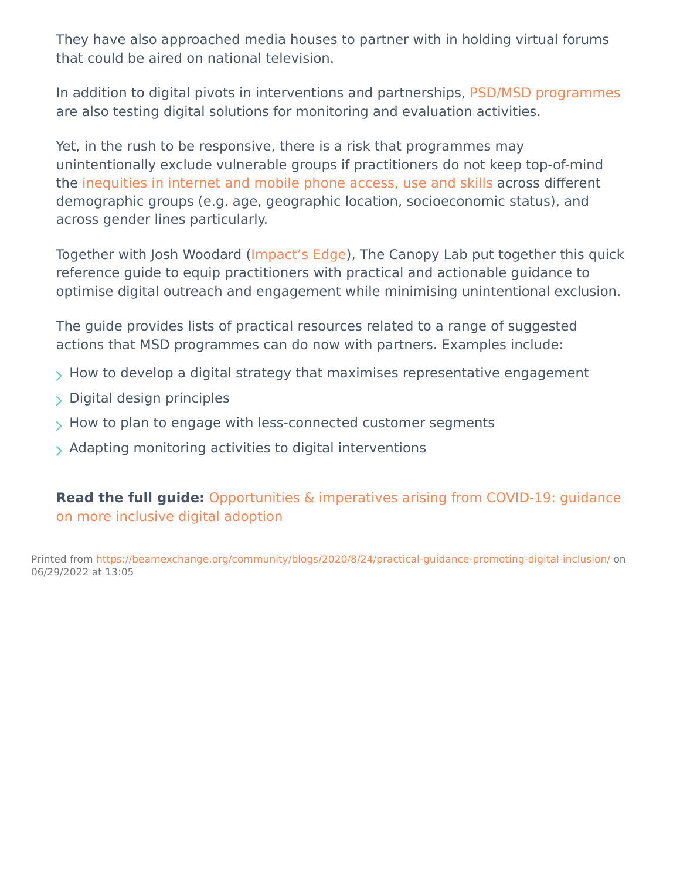They have also approached media houses to partner with in holding virtual forums that could be aired on national television.

In addition to digital pivots in interventions and partnerships, PSD/MSD programmes are also testing digital solutions for monitoring and evaluation activities.

Yet, in the rush to be responsive, there is a risk that programmes may unintentionally exclude vulnerable groups if practitioners do not keep top-of-mind the inequities in internet and mobile phone access, use and skills across different demographic groups (e.g. age, geographic location, socioeconomic status), and across gender lines particularly.

Together with Josh Woodard (Impact's Edge), The Canopy Lab put together this quick reference guide to equip practitioners with practical and actionable guidance to optimise digital outreach and engagement while minimising unintentional exclusion.

The guide provides lists of practical resources related to a range of suggested actions that MSD programmes can do now with partners. Examples include:

- How to develop a digital strategy that maximises representative engagement
- Digital design principles
- How to plan to engage with less-connected customer segments
- Adapting monitoring activities to digital interventions

**Read the full guide:** Opportunities & imperatives arising from COVID-19: guidance on more inclusive digital adoption

Printed from https://beamexchange.org/community/blogs/2020/8/24/practical-guidance-promoting-digital-inclusion/ on 06/29/2022 at 13:05